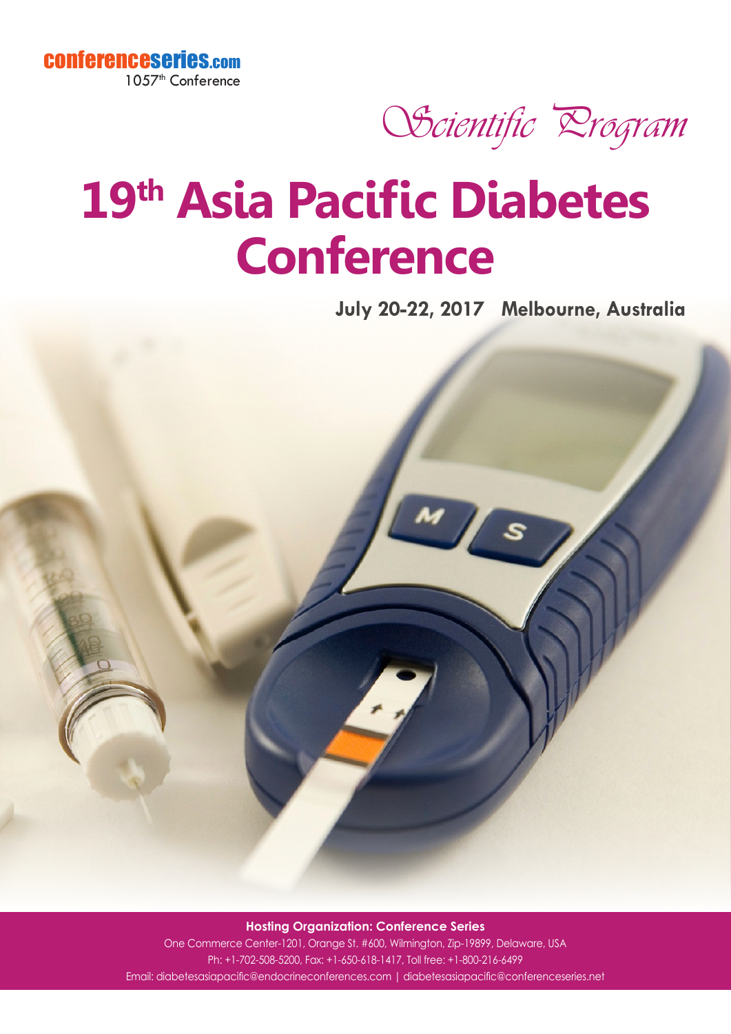conferenceseries.com

1057th Conference

*Scientific Program*

# 19th Asia Pacific Diabetes Conference

**July 20-22, 2017 Melbourne, Australia**

**Hosting Organization: Conference Series**

One Commerce Center-1201, Orange St. #600, Wilmington, Zip-19899, Delaware, USA

Ph: +1-702-508-5200, Fax: +1-650-618-1417, Toll free: +1-800-216-6499

Email: diabetesasiapacific@endocrineconferences.com | diabetesasiapacific@conferenceseries.net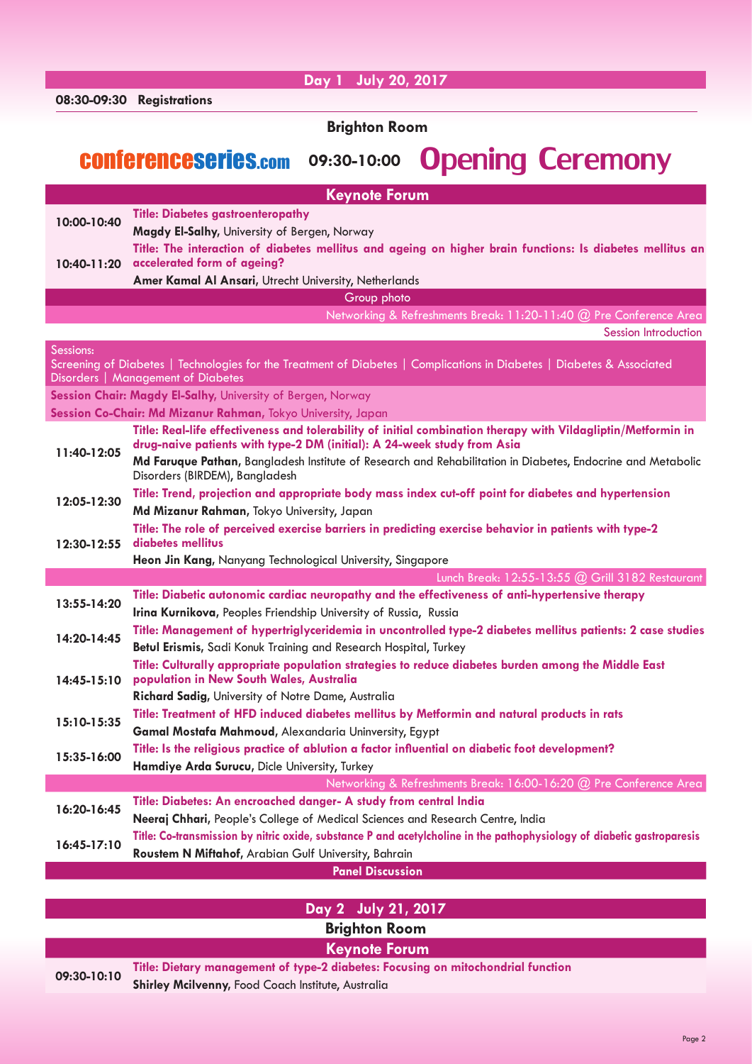## Day 1 July 20, 2017

**08:30-09:30 Registrations**

### Brighton Room

**conferenceseries.com** 09:30-10:00 **Opening Ceremony**

### Keynote Forum

**10:00-10:40**
**Title: Diabetes gastroenteropathy**
**Magdy El-Salhy,** University of Bergen, Norway

**10:40-11:20**
**Title: The interaction of diabetes mellitus and ageing on higher brain functions: Is diabetes mellitus an accelerated form of ageing?**
**Amer Kamal Al Ansari,** Utrecht University, Netherlands

Group photo

Networking & Refreshments Break: 11:20-11:40 @ Pre Conference Area

Session Introduction

**Sessions:**
Screening of Diabetes | Technologies for the Treatment of Diabetes | Complications in Diabetes | Diabetes & Associated Disorders | Management of Diabetes

**Session Chair: Magdy El-Salhy,** University of Bergen, Norway

**Session Co-Chair: Md Mizanur Rahman,** Tokyo University, Japan

**11:40-12:05**
**Title: Real-life effectiveness and tolerability of initial combination therapy with Vildagliptin/Metformin in drug-naive patients with type-2 DM (initial): A 24-week study from Asia**
**Md Faruque Pathan,** Bangladesh Institute of Research and Rehabilitation in Diabetes, Endocrine and Metabolic Disorders (BIRDEM), Bangladesh

**12:05-12:30**
**Title: Trend, projection and appropriate body mass index cut-off point for diabetes and hypertension**
**Md Mizanur Rahman,** Tokyo University, Japan

**12:30-12:55**
**Title: The role of perceived exercise barriers in predicting exercise behavior in patients with type-2 diabetes mellitus**
**Heon Jin Kang,** Nanyang Technological University, Singapore

Lunch Break: 12:55-13:55 @ Grill 3182 Restaurant

**13:55-14:20**
**Title: Diabetic autonomic cardiac neuropathy and the effectiveness of anti-hypertensive therapy**
**Irina Kurnikova,** Peoples Friendship University of Russia, Russia

**14:20-14:45**
**Title: Management of hypertriglyceridemia in uncontrolled type-2 diabetes mellitus patients: 2 case studies**
**Betul Erismis,** Sadi Konuk Training and Research Hospital, Turkey

**14:45-15:10**
**Title: Culturally appropriate population strategies to reduce diabetes burden among the Middle East population in New South Wales, Australia**
**Richard Sadig,** University of Notre Dame, Australia

**15:10-15:35**
**Title: Treatment of HFD induced diabetes mellitus by Metformin and natural products in rats**
**Gamal Mostafa Mahmoud,** Alexandaria Uninversity, Egypt

**15:35-16:00**
**Title: Is the religious practice of ablution a factor influential on diabetic foot development?**
**Hamdiye Arda Surucu,** Dicle University, Turkey

Networking & Refreshments Break: 16:00-16:20 @ Pre Conference Area

**16:20-16:45**
**Title: Diabetes: An encroached danger- A study from central India**
**Neeraj Chhari,** People's College of Medical Sciences and Research Centre, India

**16:45-17:10**
**Title: Co-transmission by nitric oxide, substance P and acetylcholine in the pathophysiology of diabetic gastroparesis**
**Roustem N Miftahof,** Arabian Gulf University, Bahrain

**Panel Discussion**

## Day 2 July 21, 2017

### Brighton Room

### Keynote Forum

**09:30-10:10**
**Title: Dietary management of type-2 diabetes: Focusing on mitochondrial function**
**Shirley Mcilvenny,** Food Coach Institute, Australia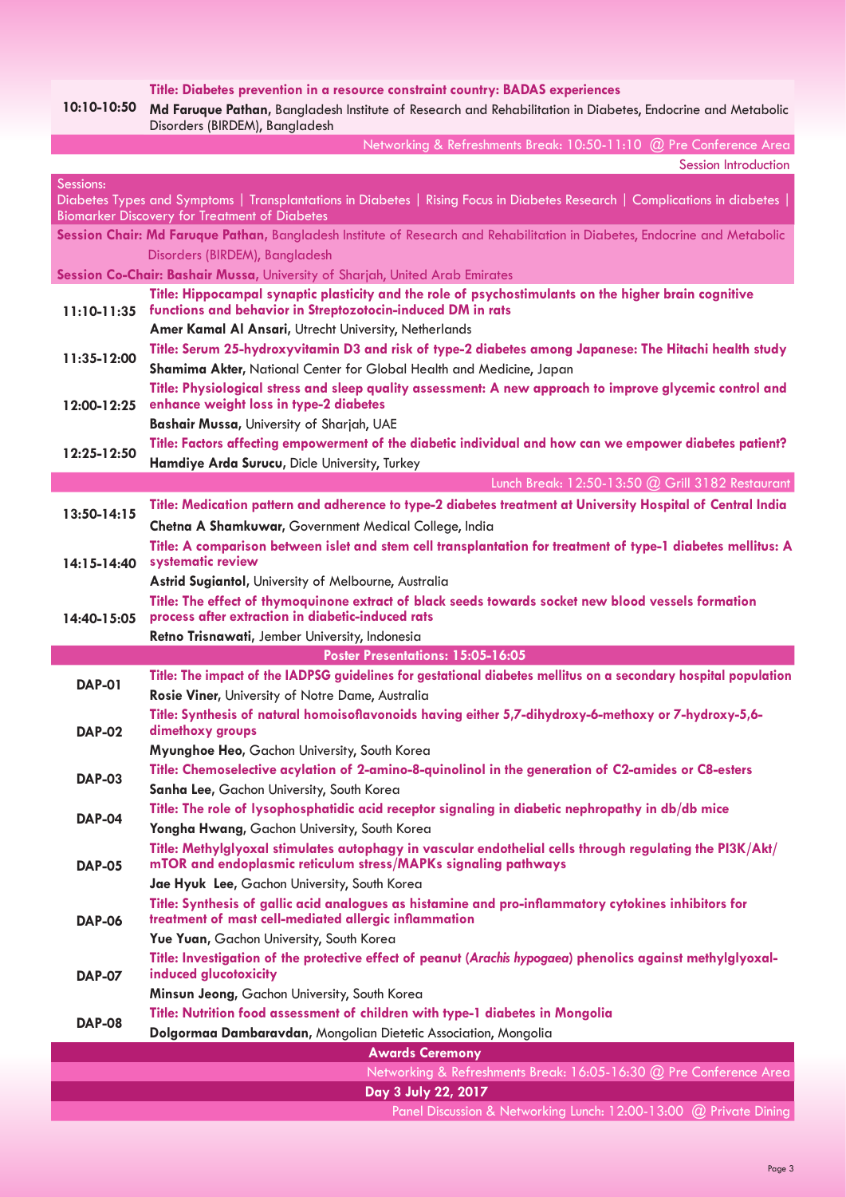| | |
|---|---|
| 10:10-10:50 | **Title: Diabetes prevention in a resource constraint country: BADAS experiences**<br>**Md Faruque Pathan**, Bangladesh Institute of Research and Rehabilitation in Diabetes, Endocrine and Metabolic Disorders (BIRDEM), Bangladesh |

Networking & Refreshments Break: 10:50-11:10 @ Pre Conference Area

Session Introduction

Sessions:
Diabetes Types and Symptoms | Transplantations in Diabetes | Rising Focus in Diabetes Research | Complications in diabetes | Biomarker Discovery for Treatment of Diabetes

**Session Chair: Md Faruque Pathan**, Bangladesh Institute of Research and Rehabilitation in Diabetes, Endocrine and Metabolic Disorders (BIRDEM), Bangladesh

**Session Co-Chair: Bashair Mussa**, University of Sharjah, United Arab Emirates

| | |
|---|---|
| 11:10-11:35 | **Title: Hippocampal synaptic plasticity and the role of psychostimulants on the higher brain cognitive functions and behavior in Streptozotocin-induced DM in rats**<br>**Amer Kamal Al Ansari**, Utrecht University, Netherlands |
| 11:35-12:00 | **Title: Serum 25-hydroxyvitamin D3 and risk of type-2 diabetes among Japanese: The Hitachi health study**<br>**Shamima Akter**, National Center for Global Health and Medicine, Japan |
| 12:00-12:25 | **Title: Physiological stress and sleep quality assessment: A new approach to improve glycemic control and enhance weight loss in type-2 diabetes**<br>**Bashair Mussa**, University of Sharjah, UAE |
| 12:25-12:50 | **Title: Factors affecting empowerment of the diabetic individual and how can we empower diabetes patient?**<br>**Hamdiye Arda Surucu**, Dicle University, Turkey |

Lunch Break: 12:50-13:50 @ Grill 3182 Restaurant

| | |
|---|---|
| 13:50-14:15 | **Title: Medication pattern and adherence to type-2 diabetes treatment at University Hospital of Central India**<br>**Chetna A Shamkuwar**, Government Medical College, India |
| 14:15-14:40 | **Title: A comparison between islet and stem cell transplantation for treatment of type-1 diabetes mellitus: A systematic review**<br>**Astrid Sugiantol**, University of Melbourne, Australia |
| 14:40-15:05 | **Title: The effect of thymoquinone extract of black seeds towards socket new blood vessels formation process after extraction in diabetic-induced rats**<br>**Retno Trisnawati**, Jember University, Indonesia |

**Poster Presentations: 15:05-16:05**

| | |
|---|---|
| DAP-01 | **Title: The impact of the IADPSG guidelines for gestational diabetes mellitus on a secondary hospital population**<br>**Rosie Viner**, University of Notre Dame, Australia |
| DAP-02 | **Title: Synthesis of natural homoisoflavonoids having either 5,7-dihydroxy-6-methoxy or 7-hydroxy-5,6-dimethoxy groups**<br>**Myunghoe Heo**, Gachon University, South Korea |
| DAP-03 | **Title: Chemoselective acylation of 2-amino-8-quinolinol in the generation of C2-amides or C8-esters**<br>**Sanha Lee**, Gachon University, South Korea |
| DAP-04 | **Title: The role of lysophosphatidic acid receptor signaling in diabetic nephropathy in db/db mice**<br>**Yongha Hwang**, Gachon University, South Korea |
| DAP-05 | **Title: Methylglyoxal stimulates autophagy in vascular endothelial cells through regulating the PI3K/Akt/mTOR and endoplasmic reticulum stress/MAPKs signaling pathways**<br>**Jae Hyuk Lee**, Gachon University, South Korea |
| DAP-06 | **Title: Synthesis of gallic acid analogues as histamine and pro-inflammatory cytokines inhibitors for treatment of mast cell-mediated allergic inflammation**<br>**Yue Yuan**, Gachon University, South Korea |
| DAP-07 | **Title: Investigation of the protective effect of peanut (*Arachis hypogaea*) phenolics against methylglyoxal-induced glucotoxicity**<br>**Minsun Jeong**, Gachon University, South Korea |
| DAP-08 | **Title: Nutrition food assessment of children with type-1 diabetes in Mongolia**<br>**Dolgormaa Dambaravdan**, Mongolian Dietetic Association, Mongolia |

**Awards Ceremony**

Networking & Refreshments Break: 16:05-16:30 @ Pre Conference Area

**Day 3 July 22, 2017**

Panel Discussion & Networking Lunch: 12:00-13:00 @ Private Dining